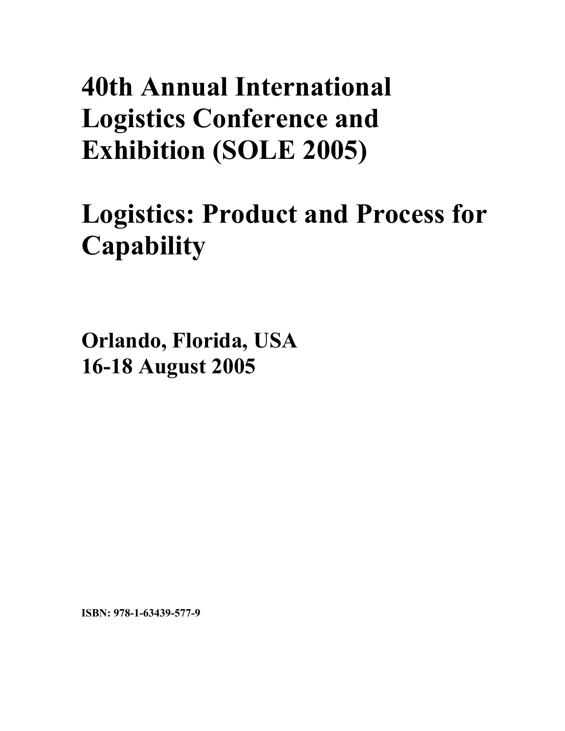# 40th Annual International Logistics Conference and Exhibition (SOLE 2005)

# Logistics: Product and Process for Capability

**Orlando, Florida, USA**
**16-18 August 2005**

**ISBN: 978-1-63439-577-9**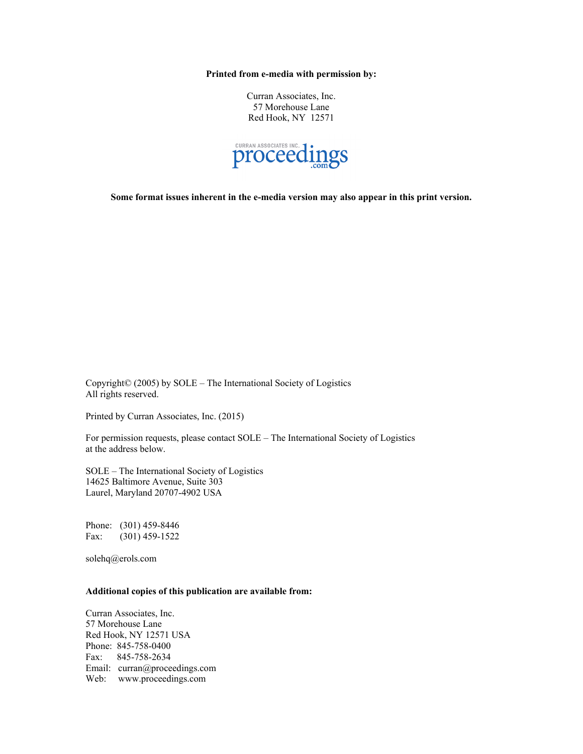**Printed from e-media with permission by:**

Curran Associates, Inc.
57 Morehouse Lane
Red Hook, NY 12571

CURRAN ASSOCIATES INC. proceedings.com

**Some format issues inherent in the e-media version may also appear in this print version.**

Copyright© (2005) by SOLE – The International Society of Logistics
All rights reserved.

Printed by Curran Associates, Inc. (2015)

For permission requests, please contact SOLE – The International Society of Logistics
at the address below.

SOLE – The International Society of Logistics
14625 Baltimore Avenue, Suite 303
Laurel, Maryland 20707-4902 USA

Phone: (301) 459-8446
Fax: (301) 459-1522

solehq@erols.com

**Additional copies of this publication are available from:**

Curran Associates, Inc.
57 Morehouse Lane
Red Hook, NY 12571 USA
Phone: 845-758-0400
Fax: 845-758-2634
Email: curran@proceedings.com
Web: www.proceedings.com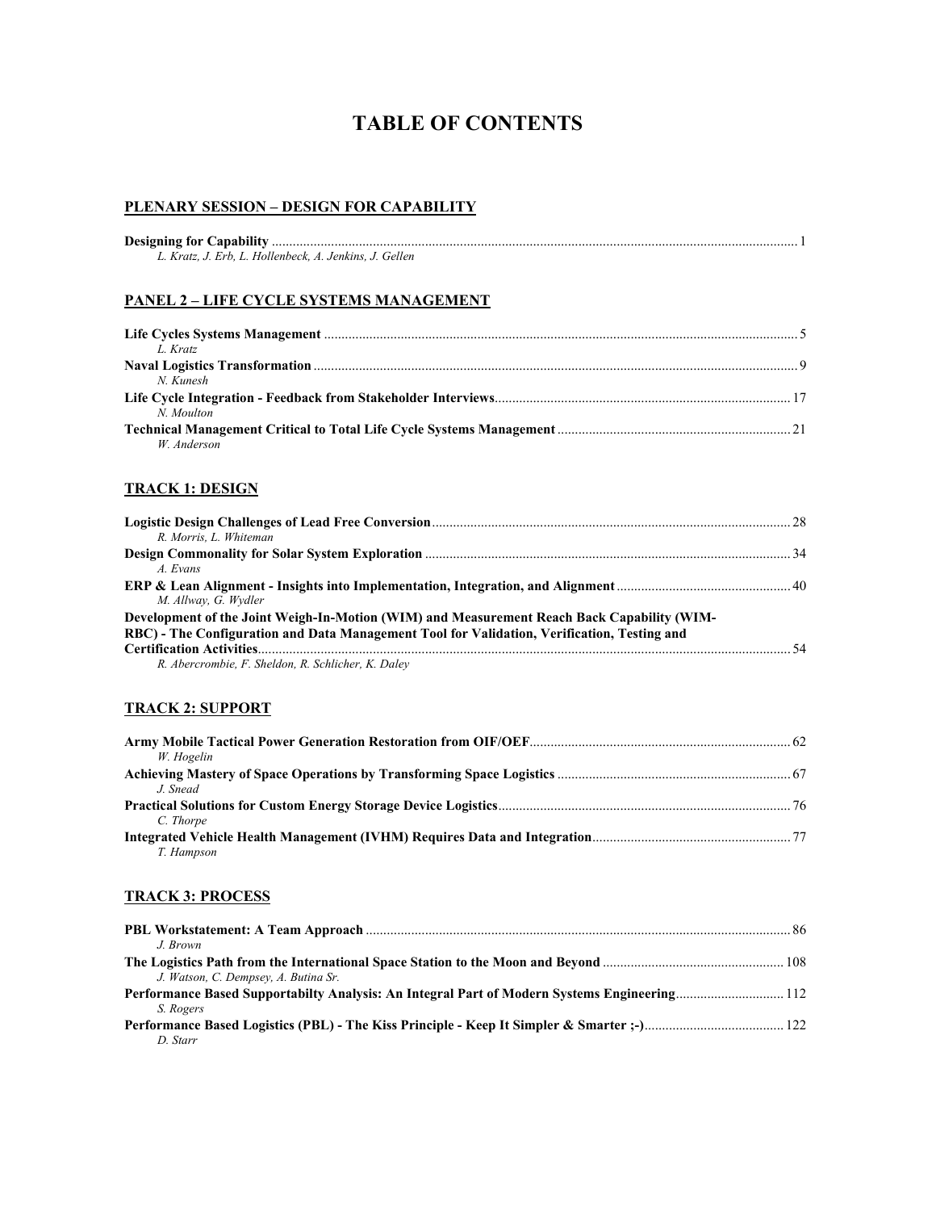# TABLE OF CONTENTS

## PLENARY SESSION – DESIGN FOR CAPABILITY

**Designing for Capability** ... 1
*L. Kratz, J. Erb, L. Hollenbeck, A. Jenkins, J. Gellen*

## PANEL 2 – LIFE CYCLE SYSTEMS MANAGEMENT

**Life Cycles Systems Management** ... 5
*L. Kratz*

**Naval Logistics Transformation** ... 9
*N. Kunesh*

**Life Cycle Integration - Feedback from Stakeholder Interviews** ... 17
*N. Moulton*

**Technical Management Critical to Total Life Cycle Systems Management** ... 21
*W. Anderson*

## TRACK 1: DESIGN

**Logistic Design Challenges of Lead Free Conversion** ... 28
*R. Morris, L. Whiteman*

**Design Commonality for Solar System Exploration** ... 34
*A. Evans*

**ERP & Lean Alignment - Insights into Implementation, Integration, and Alignment** ... 40
*M. Allway, G. Wydler*

**Development of the Joint Weigh-In-Motion (WIM) and Measurement Reach Back Capability (WIM-RBC) - The Configuration and Data Management Tool for Validation, Verification, Testing and Certification Activities** ... 54
*R. Abercrombie, F. Sheldon, R. Schlicher, K. Daley*

## TRACK 2: SUPPORT

**Army Mobile Tactical Power Generation Restoration from OIF/OEF** ... 62
*W. Hogelin*

**Achieving Mastery of Space Operations by Transforming Space Logistics** ... 67
*J. Snead*

**Practical Solutions for Custom Energy Storage Device Logistics** ... 76
*C. Thorpe*

**Integrated Vehicle Health Management (IVHM) Requires Data and Integration** ... 77
*T. Hampson*

## TRACK 3: PROCESS

**PBL Workstatement: A Team Approach** ... 86
*J. Brown*

**The Logistics Path from the International Space Station to the Moon and Beyond** ... 108
*J. Watson, C. Dempsey, A. Butina Sr.*

**Performance Based Supportabilty Analysis: An Integral Part of Modern Systems Engineering** ... 112
*S. Rogers*

**Performance Based Logistics (PBL) - The Kiss Principle - Keep It Simpler & Smarter ;-)** ... 122
*D. Starr*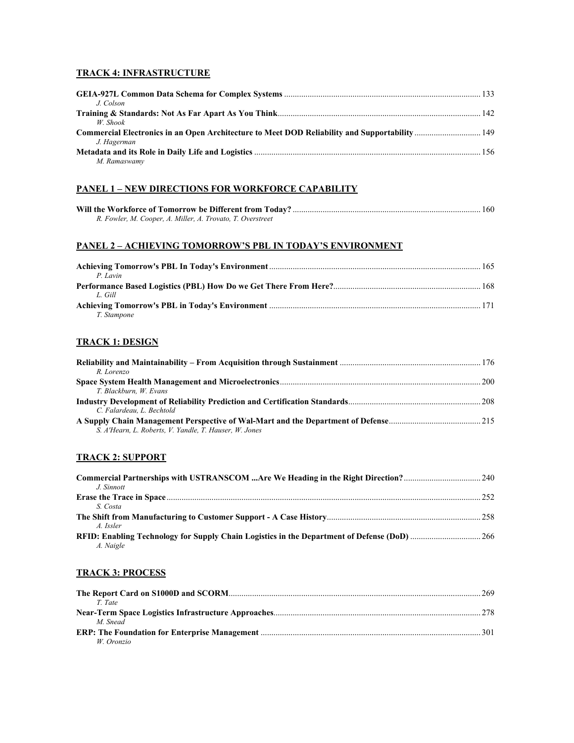## TRACK 4: INFRASTRUCTURE

**GEIA-927L Common Data Schema for Complex Systems** .......... 133
*J. Colson*

**Training & Standards: Not As Far Apart As You Think** .......... 142
*W. Shook*

**Commercial Electronics in an Open Architecture to Meet DOD Reliability and Supportability** .......... 149
*J. Hagerman*

**Metadata and its Role in Daily Life and Logistics** .......... 156
*M. Ramaswamy*

## PANEL 1 – NEW DIRECTIONS FOR WORKFORCE CAPABILITY

**Will the Workforce of Tomorrow be Different from Today?** .......... 160
*R. Fowler, M. Cooper, A. Miller, A. Trovato, T. Overstreet*

## PANEL 2 – ACHIEVING TOMORROW'S PBL IN TODAY'S ENVIRONMENT

**Achieving Tomorrow's PBL In Today's Environment** .......... 165
*P. Lavin*

**Performance Based Logistics (PBL) How Do we Get There From Here?** .......... 168
*L. Gill*

**Achieving Tomorrow's PBL in Today's Environment** .......... 171
*T. Stampone*

## TRACK 1: DESIGN

**Reliability and Maintainability – From Acquisition through Sustainment** .......... 176
*R. Lorenzo*

**Space System Health Management and Microelectronics** .......... 200
*T. Blackburn, W. Evans*

**Industry Development of Reliability Prediction and Certification Standards** .......... 208
*C. Falardeau, L. Bechtold*

**A Supply Chain Management Perspective of Wal-Mart and the Department of Defense** .......... 215
*S. A'Hearn, L. Roberts, V. Yandle, T. Hauser, W. Jones*

## TRACK 2: SUPPORT

**Commercial Partnerships with USTRANSCOM ...Are We Heading in the Right Direction?** .......... 240
*J. Sinnott*

**Erase the Trace in Space** .......... 252
*S. Costa*

**The Shift from Manufacturing to Customer Support - A Case History** .......... 258
*A. Issler*

**RFID: Enabling Technology for Supply Chain Logistics in the Department of Defense (DoD)** .......... 266
*A. Naigle*

## TRACK 3: PROCESS

**The Report Card on S1000D and SCORM** .......... 269
*T. Tate*

**Near-Term Space Logistics Infrastructure Approaches** .......... 278
*M. Snead*

**ERP: The Foundation for Enterprise Management** .......... 301
*W. Oronzio*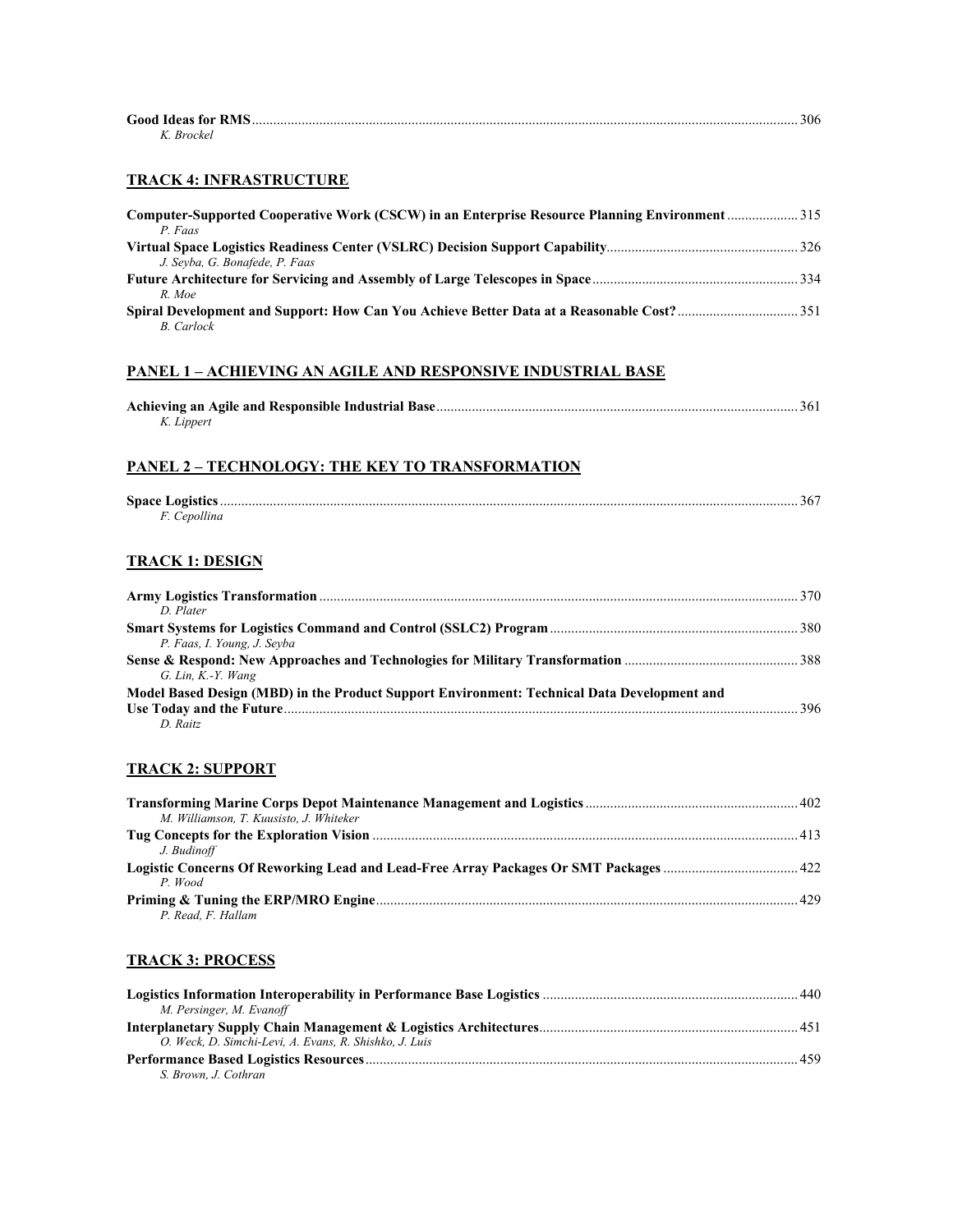**Good Ideas for RMS** ........................................................................................................ 306
*K. Brockel*

## TRACK 4: INFRASTRUCTURE

**Computer-Supported Cooperative Work (CSCW) in an Enterprise Resource Planning Environment** .................... 315
*P. Faas*

**Virtual Space Logistics Readiness Center (VSLRC) Decision Support Capability** ........................................ 326
*J. Seyba, G. Bonafede, P. Faas*

**Future Architecture for Servicing and Assembly of Large Telescopes in Space** ........................................ 334
*R. Moe*

**Spiral Development and Support: How Can You Achieve Better Data at a Reasonable Cost?** ........................ 351
*B. Carlock*

## PANEL 1 – ACHIEVING AN AGILE AND RESPONSIVE INDUSTRIAL BASE

**Achieving an Agile and Responsible Industrial Base** ........................................................................ 361
*K. Lippert*

## PANEL 2 – TECHNOLOGY: THE KEY TO TRANSFORMATION

**Space Logistics** ........................................................................................................ 367
*F. Cepollina*

## TRACK 1: DESIGN

**Army Logistics Transformation** ........................................................................................ 370
*D. Plater*

**Smart Systems for Logistics Command and Control (SSLC2) Program** ........................................ 380
*P. Faas, I. Young, J. Seyba*

**Sense & Respond: New Approaches and Technologies for Military Transformation** ........................ 388
*G. Lin, K.-Y. Wang*

**Model Based Design (MBD) in the Product Support Environment: Technical Data Development and Use Today and the Future** ........................................................................................ 396
*D. Raitz*

## TRACK 2: SUPPORT

**Transforming Marine Corps Depot Maintenance Management and Logistics** ........................................ 402
*M. Williamson, T. Kuusisto, J. Whiteker*

**Tug Concepts for the Exploration Vision** ........................................................................ 413
*J. Budinoff*

**Logistic Concerns Of Reworking Lead and Lead-Free Array Packages Or SMT Packages** ........................ 422
*P. Wood*

**Priming & Tuning the ERP/MRO Engine** ........................................................................ 429
*P. Read, F. Hallam*

## TRACK 3: PROCESS

**Logistics Information Interoperability in Performance Base Logistics** ........................................ 440
*M. Persinger, M. Evanoff*

**Interplanetary Supply Chain Management & Logistics Architectures** ........................................ 451
*O. Weck, D. Simchi-Levi, A. Evans, R. Shishko, J. Luis*

**Performance Based Logistics Resources** ........................................................................ 459
*S. Brown, J. Cothran*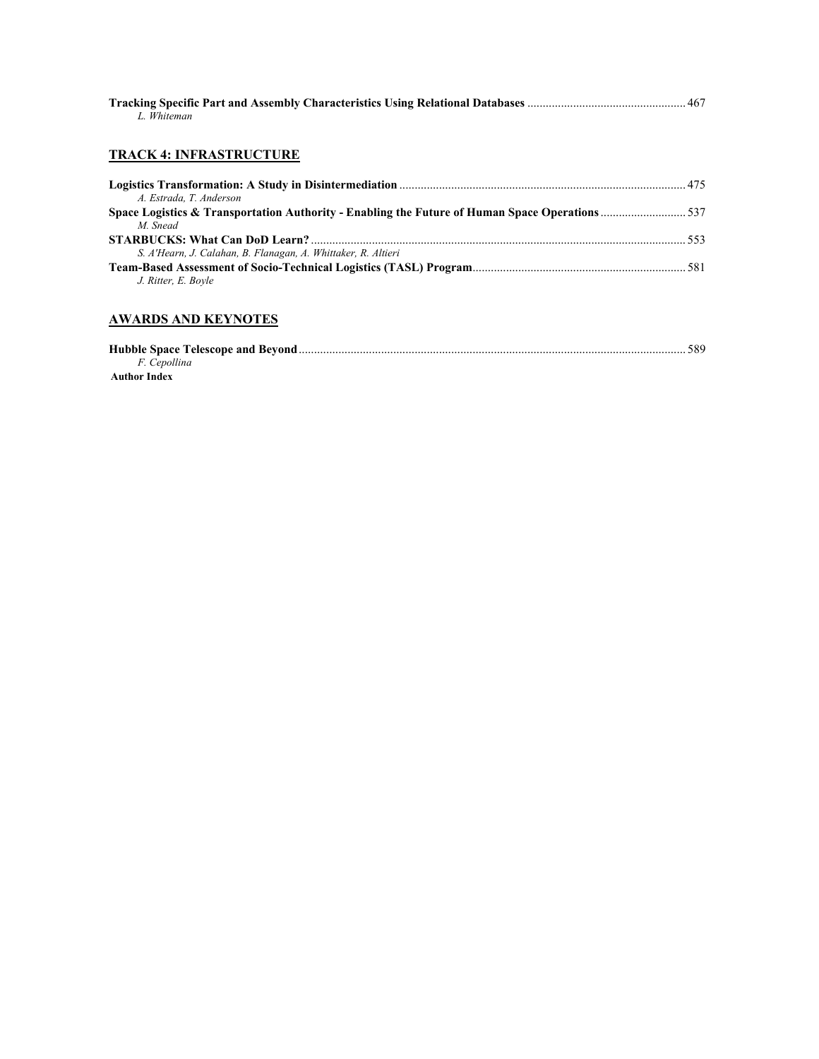**Tracking Specific Part and Assembly Characteristics Using Relational Databases** .................................................... 467
*L. Whiteman*

## TRACK 4: INFRASTRUCTURE

**Logistics Transformation: A Study in Disintermediation** ............................................................................................. 475
*A. Estrada, T. Anderson*

**Space Logistics & Transportation Authority - Enabling the Future of Human Space Operations** ............................ 537
*M. Snead*

**STARBUCKS: What Can DoD Learn?** .......................................................................................................................... 553
*S. A'Hearn, J. Calahan, B. Flanagan, A. Whittaker, R. Altieri*

**Team-Based Assessment of Socio-Technical Logistics (TASL) Program**..................................................................... 581
*J. Ritter, E. Boyle*

## AWARDS AND KEYNOTES

**Hubble Space Telescope and Beyond** ............................................................................................................................. 589
*F. Cepollina*

**Author Index**